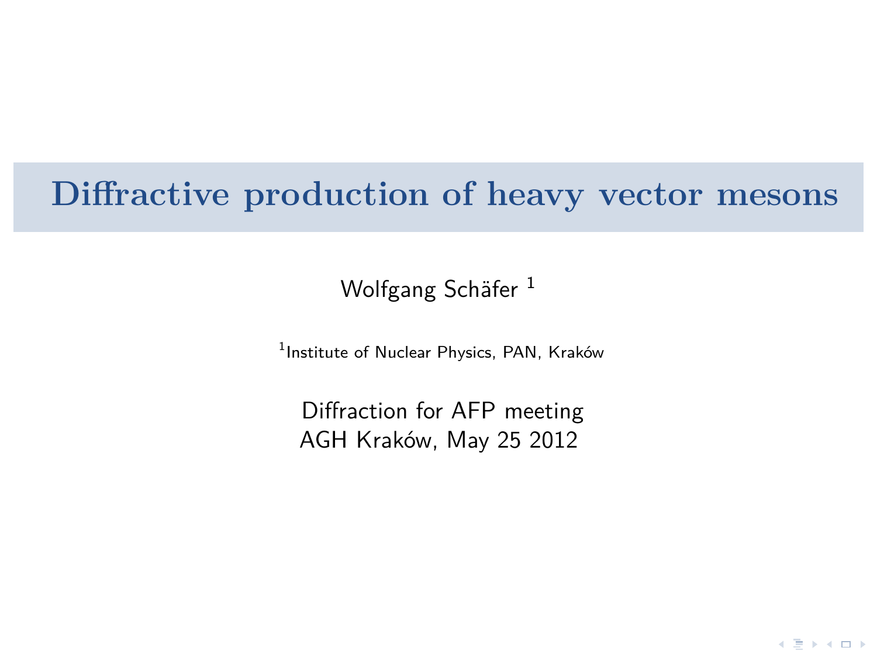# Diffractive production of heavy vector mesons

Wolfgang Schäfer [1]

[1] Institute of Nuclear Physics, PAN, Kraków

Diffraction for AFP meeting
AGH Kraków, May 25 2012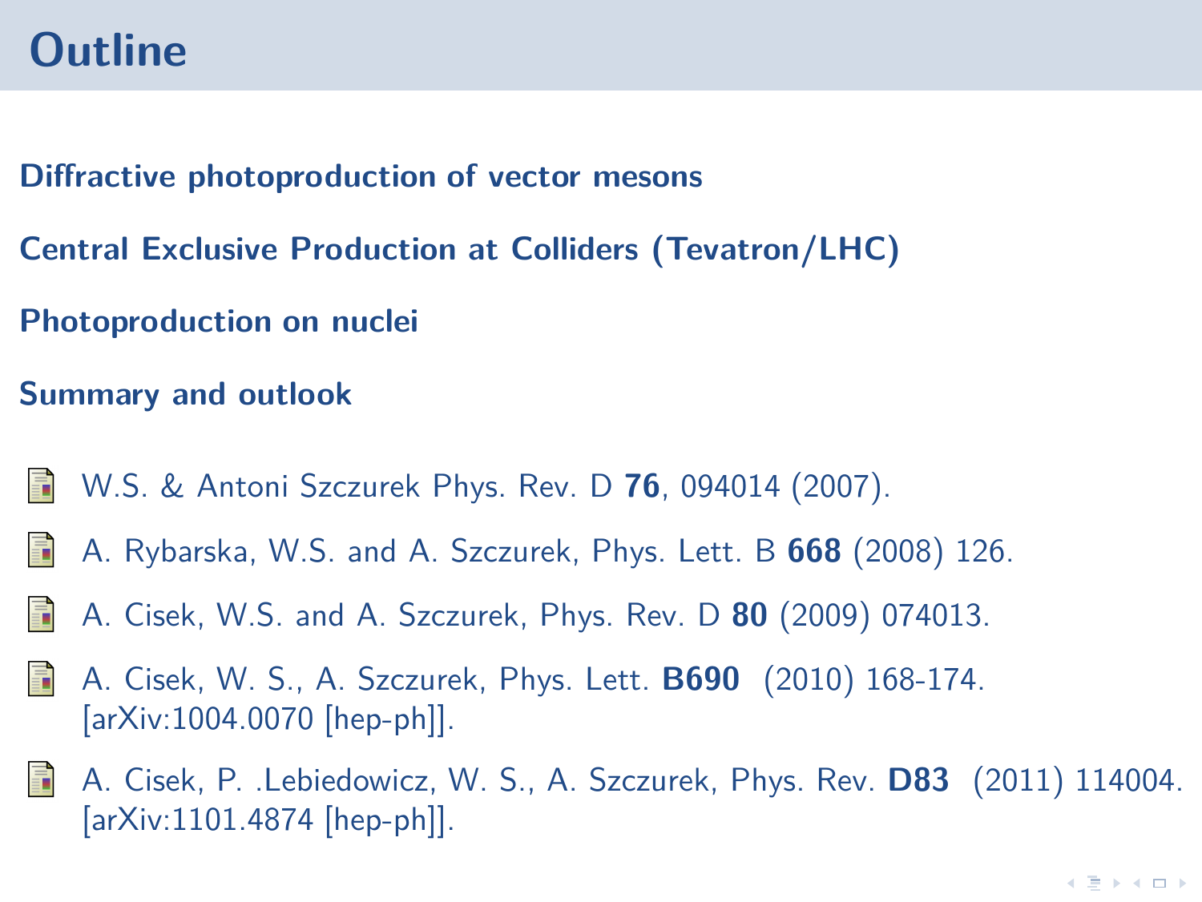# Outline

**Diffractive photoproduction of vector mesons**

**Central Exclusive Production at Colliders (Tevatron/LHC)**

**Photoproduction on nuclei**

**Summary and outlook**

- W.S. & Antoni Szczurek Phys. Rev. D **76**, 094014 (2007).
- A. Rybarska, W.S. and A. Szczurek, Phys. Lett. B **668** (2008) 126.
- A. Cisek, W.S. and A. Szczurek, Phys. Rev. D **80** (2009) 074013.
- A. Cisek, W. S., A. Szczurek, Phys. Lett. **B690** (2010) 168-174. [arXiv:1004.0070 [hep-ph]].
- A. Cisek, P. .Lebiedowicz, W. S., A. Szczurek, Phys. Rev. **D83** (2011) 114004. [arXiv:1101.4874 [hep-ph]].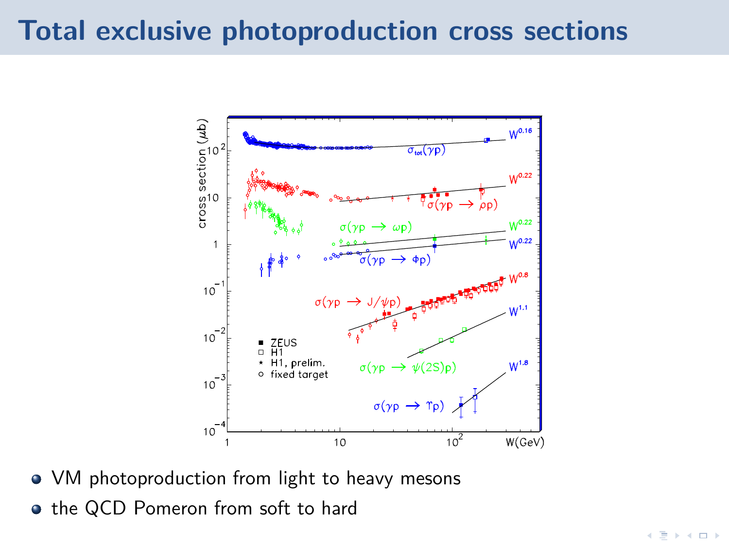# Total exclusive photoproduction cross sections

- VM photoproduction from light to heavy mesons
- the QCD Pomeron from soft to hard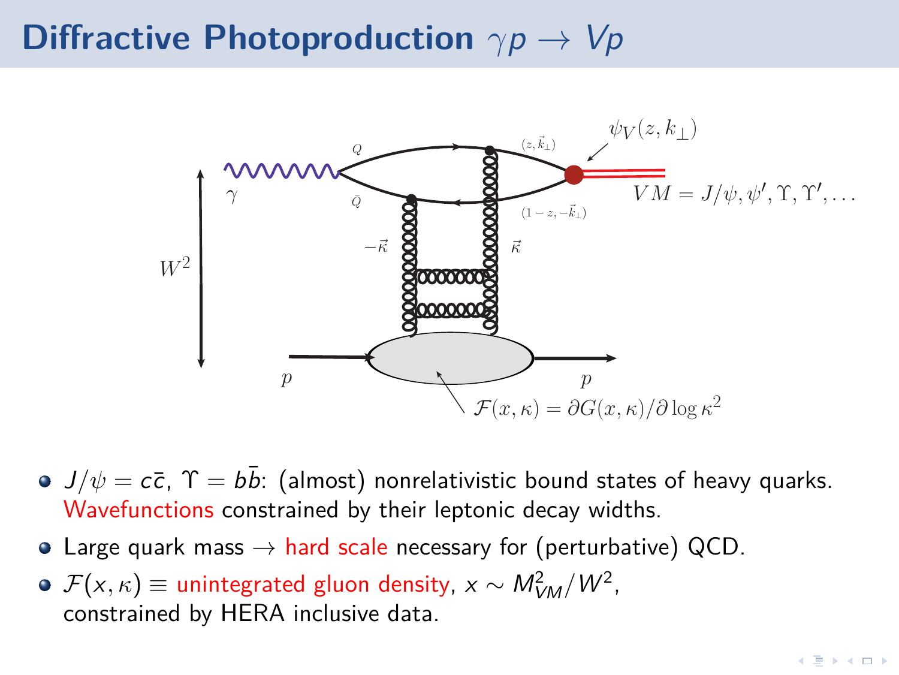# Diffractive Photoproduction $\gamma p \to Vp$

- $J/\psi = c\bar{c}$, $\Upsilon = b\bar{b}$: (almost) nonrelativistic bound states of heavy quarks. Wavefunctions constrained by their leptonic decay widths.
- Large quark mass $\to$ hard scale necessary for (perturbative) QCD.
- $\mathcal{F}(x, \kappa) \equiv$ unintegrated gluon density, $x \sim M_{VM}^2 / W^2$, constrained by HERA inclusive data.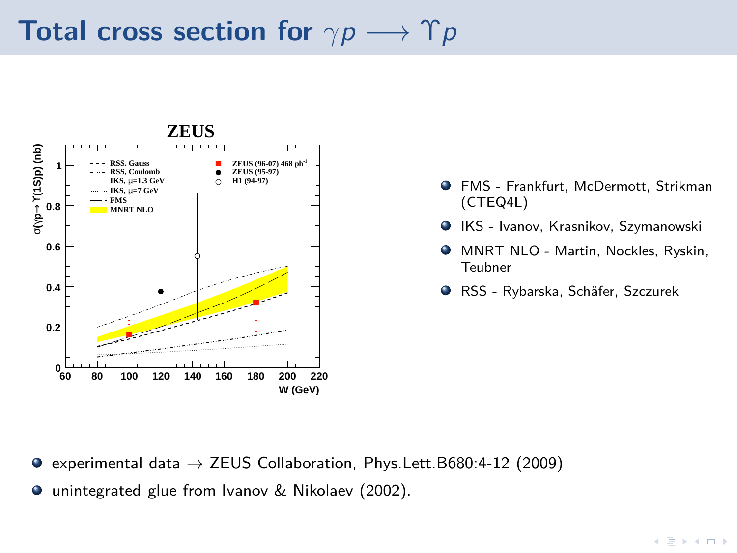# Total cross section for $\gamma p \longrightarrow \Upsilon p$

- FMS - Frankfurt, McDermott, Strikman (CTEQ4L)
- IKS - Ivanov, Krasnikov, Szymanowski
- MNRT NLO - Martin, Nockles, Ryskin, Teubner
- RSS - Rybarska, Schäfer, Szczurek

- experimental data $\rightarrow$ ZEUS Collaboration, Phys.Lett.B680:4-12 (2009)
- unintegrated glue from Ivanov & Nikolaev (2002).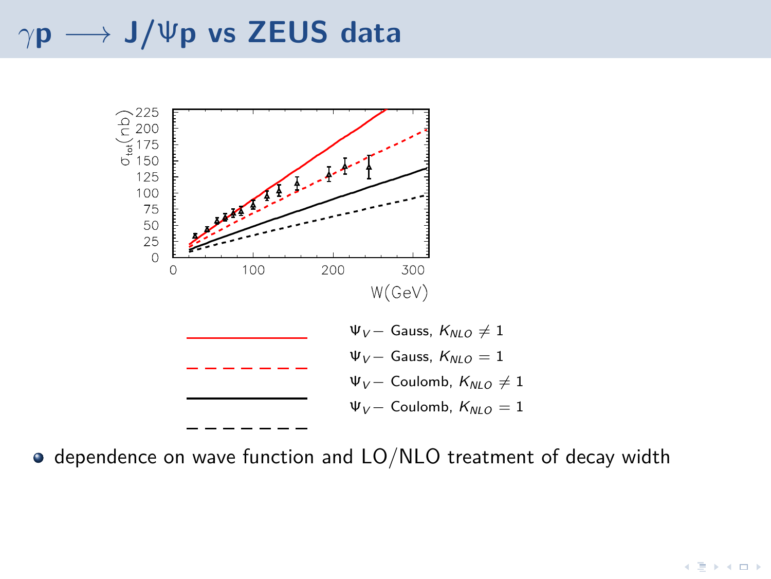# $\gamma$p $\longrightarrow$ J/$\Psi$p vs ZEUS data

$\Psi_V-$ Gauss, $K_{NLO} \neq 1$

$\Psi_V-$ Gauss, $K_{NLO} = 1$

$\Psi_V-$ Coulomb, $K_{NLO} \neq 1$

$\Psi_V-$ Coulomb, $K_{NLO} = 1$

- dependence on wave function and LO/NLO treatment of decay width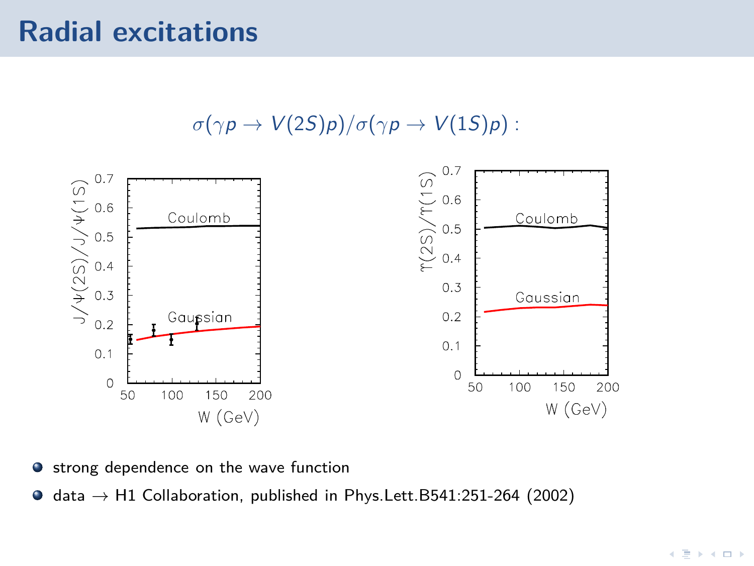# Radial excitations

$$\sigma(\gamma p \to V(2S)p)/\sigma(\gamma p \to V(1S)p):$$

- strong dependence on the wave function
- data $\to$ H1 Collaboration, published in Phys.Lett.B541:251-264 (2002)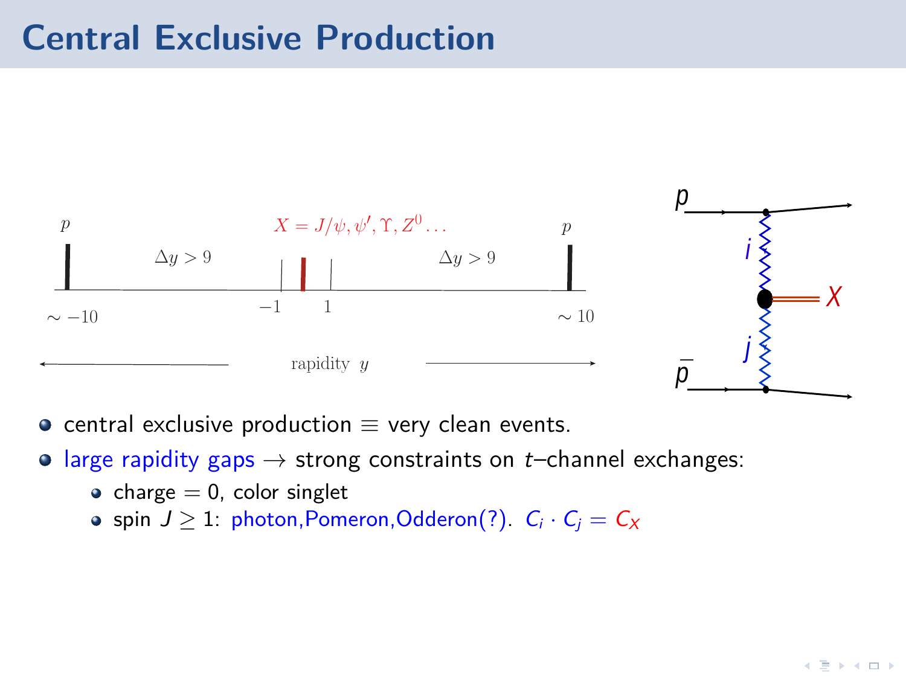# Central Exclusive Production

$p$ $\Delta y > 9$ $X = J/\psi, \psi', \Upsilon, Z^0 \ldots$ $\Delta y > 9$ $p$

$\sim -10$ $-1$ $1$ $\sim 10$

rapidity $y$

$p$ $i$ $X$ $j$ $\bar{p}$

- central exclusive production $\equiv$ very clean events.
- large rapidity gaps $\rightarrow$ strong constraints on $t$–channel exchanges:
  - charge $= 0$, color singlet
  - spin $J \geq 1$: photon,Pomeron,Odderon(?). $C_i \cdot C_j = C_X$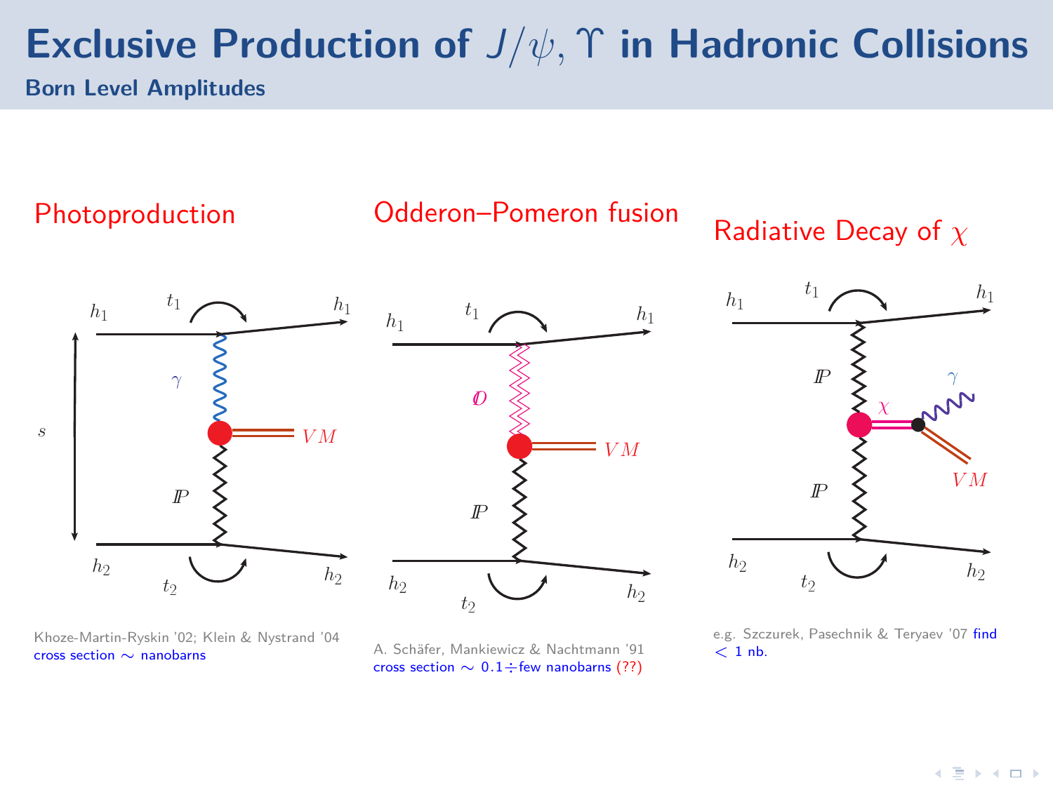# Exclusive Production of $J/\psi, \Upsilon$ in Hadronic Collisions

## Born Level Amplitudes

### Photoproduction

Khoze-Martin-Ryskin '02; Klein & Nystrand '04
cross section $\sim$ nanobarns

### Odderon–Pomeron fusion

A. Schäfer, Mankiewicz & Nachtmann '91
cross section $\sim$ $0.1 \div$ few nanobarns (??)

### Radiative Decay of $\chi$

e.g. Szczurek, Pasechnik & Teryaev '07 find $< 1$ nb.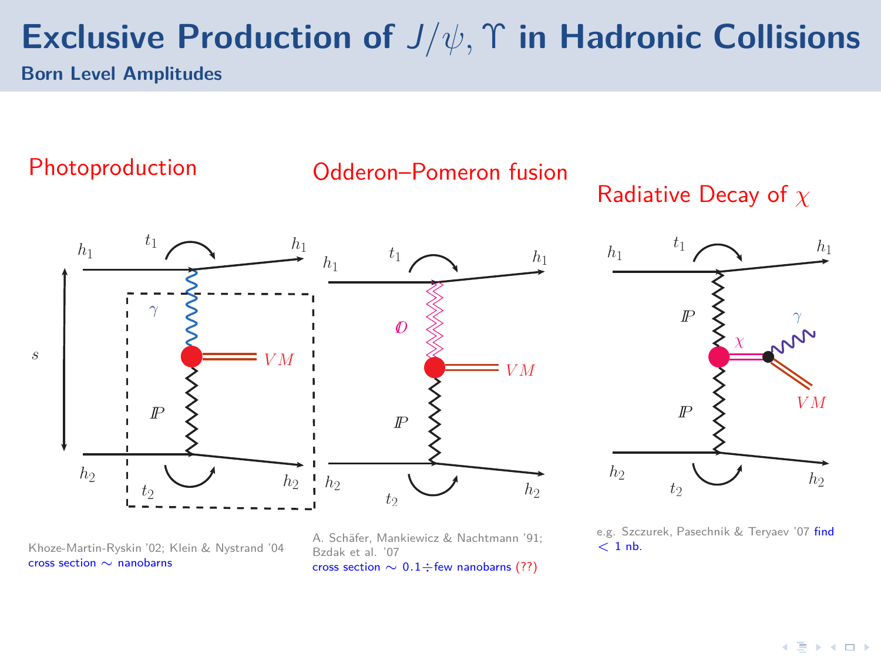# Exclusive Production of $J/\psi, \Upsilon$ in Hadronic Collisions

## Born Level Amplitudes

### Photoproduction

Khoze-Martin-Ryskin '02; Klein & Nystrand '04
cross section $\sim$ nanobarns

### Odderon–Pomeron fusion

A. Schäfer, Mankiewicz & Nachtmann '91; Bzdak et al. '07
cross section $\sim$ $0.1 \div$ few nanobarns (??)

### Radiative Decay of $\chi$

e.g. Szczurek, Pasechnik & Teryaev '07 find $< 1$ nb.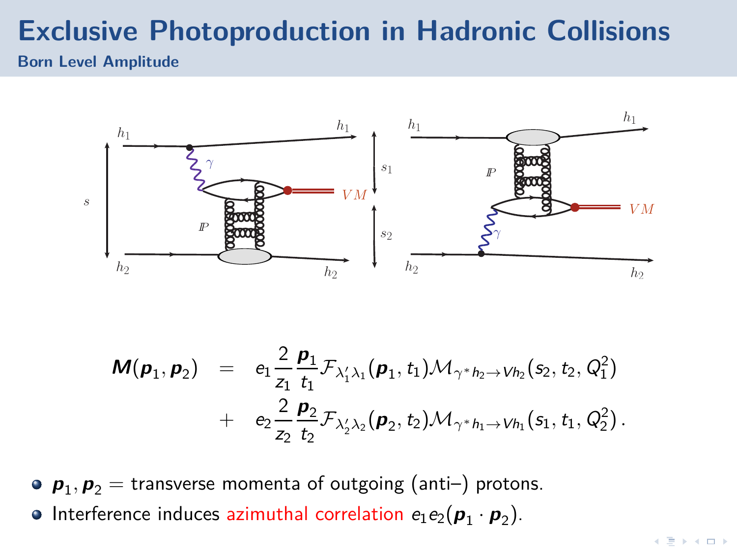# Exclusive Photoproduction in Hadronic Collisions

## Born Level Amplitude

$$
\begin{aligned}
\boldsymbol{M}(\boldsymbol{p}_1, \boldsymbol{p}_2) \quad &= \quad e_1 \frac{2}{z_1} \frac{\boldsymbol{p}_1}{t_1} \mathcal{F}_{\lambda_1' \lambda_1}(\boldsymbol{p}_1, t_1) \mathcal{M}_{\gamma^* h_2 \to V h_2}(s_2, t_2, Q_1^2) \\
&+ \quad e_2 \frac{2}{z_2} \frac{\boldsymbol{p}_2}{t_2} \mathcal{F}_{\lambda_2' \lambda_2}(\boldsymbol{p}_2, t_2) \mathcal{M}_{\gamma^* h_1 \to V h_1}(s_1, t_1, Q_2^2) \, .
\end{aligned}
$$

- $\boldsymbol{p}_1, \boldsymbol{p}_2$ = transverse momenta of outgoing (anti–) protons.
- Interference induces azimuthal correlation $e_1 e_2 (\boldsymbol{p}_1 \cdot \boldsymbol{p}_2)$.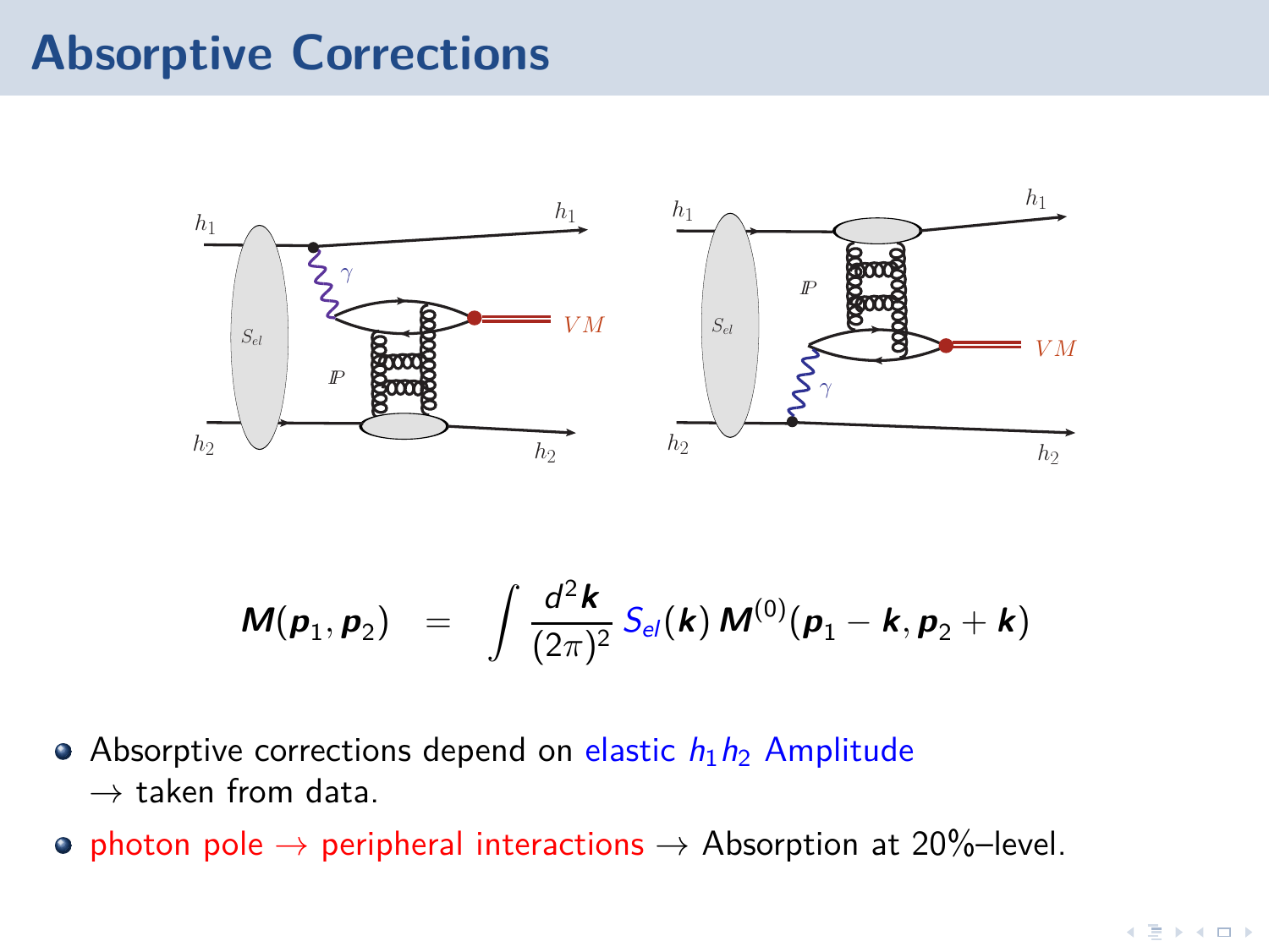# Absorptive Corrections

$$M(\boldsymbol{p}_1, \boldsymbol{p}_2) \;=\; \int \frac{d^2\boldsymbol{k}}{(2\pi)^2}\, S_{el}(\boldsymbol{k})\, M^{(0)}(\boldsymbol{p}_1 - \boldsymbol{k}, \boldsymbol{p}_2 + \boldsymbol{k})$$

- Absorptive corrections depend on elastic $h_1 h_2$ Amplitude
  $\rightarrow$ taken from data.
- photon pole $\rightarrow$ peripheral interactions $\rightarrow$ Absorption at 20%–level.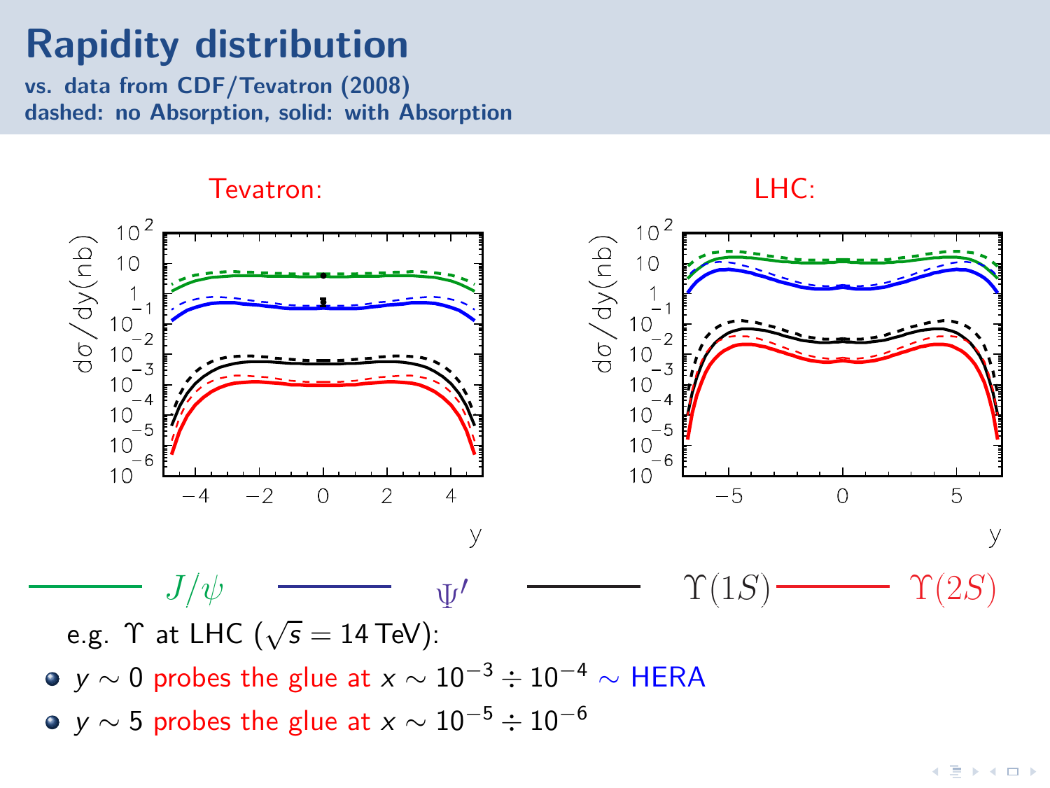# Rapidity distribution

**vs. data from CDF/Tevatron (2008)**
**dashed: no Absorption, solid: with Absorption**

Tevatron:

LHC:

$J/\psi$ — $\Psi'$ — $\Upsilon(1S)$ — $\Upsilon(2S)$

e.g. $\Upsilon$ at LHC ($\sqrt{s} = 14$ TeV):

- $y \sim 0$ probes the glue at $x \sim 10^{-3} \div 10^{-4}$ $\sim$ HERA
- $y \sim 5$ probes the glue at $x \sim 10^{-5} \div 10^{-6}$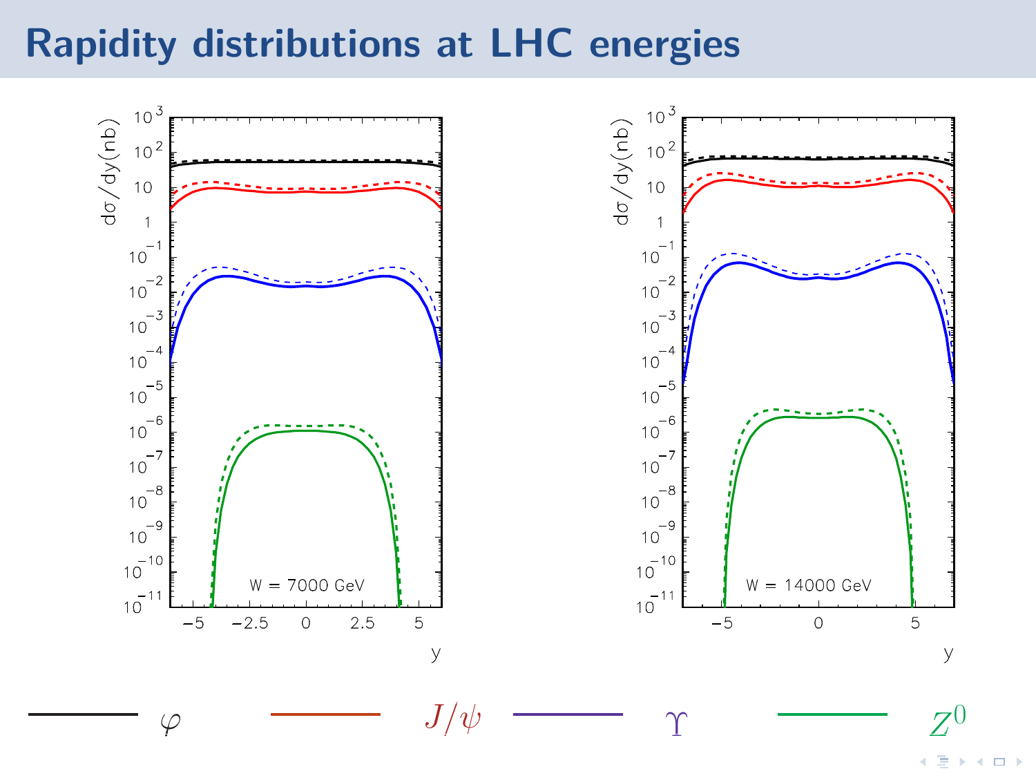# Rapidity distributions at LHC energies

W = 7000 GeV

W = 14000 GeV

$\varphi$ $J/\psi$ $\Upsilon$ $Z^0$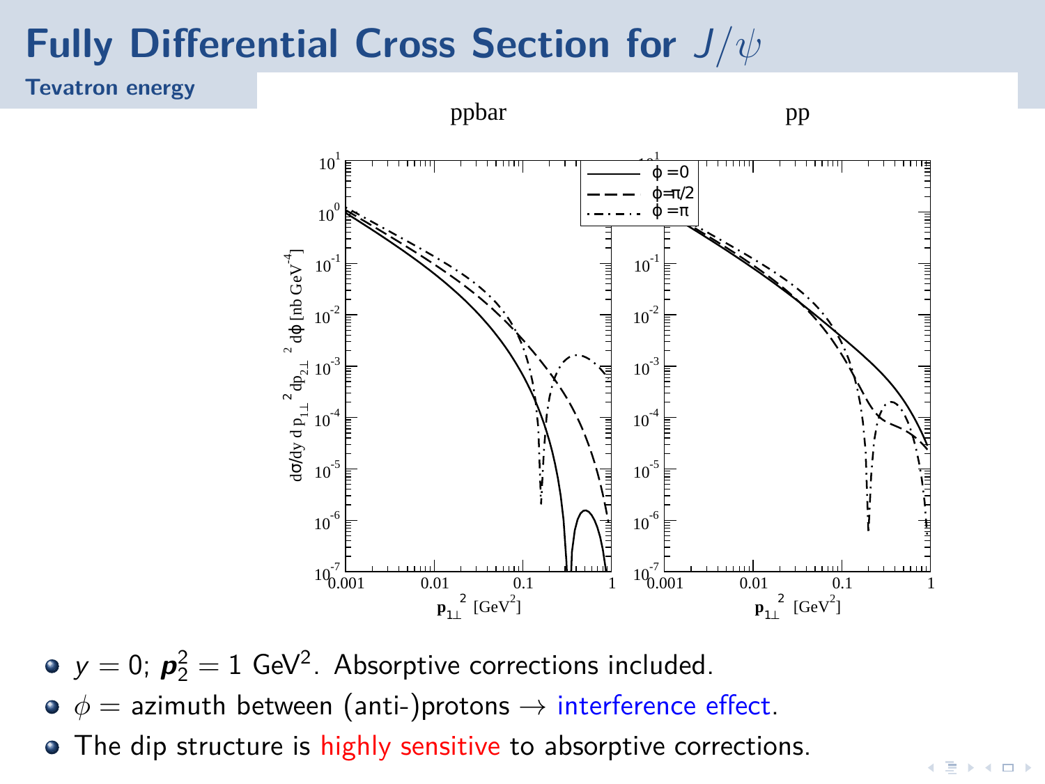# Fully Differential Cross Section for $J/\psi$

## Tevatron energy

- $y = 0$; $\boldsymbol{p}_2^2 = 1$ GeV$^2$. Absorptive corrections included.
- $\phi$ = azimuth between (anti-)protons → interference effect.
- The dip structure is highly sensitive to absorptive corrections.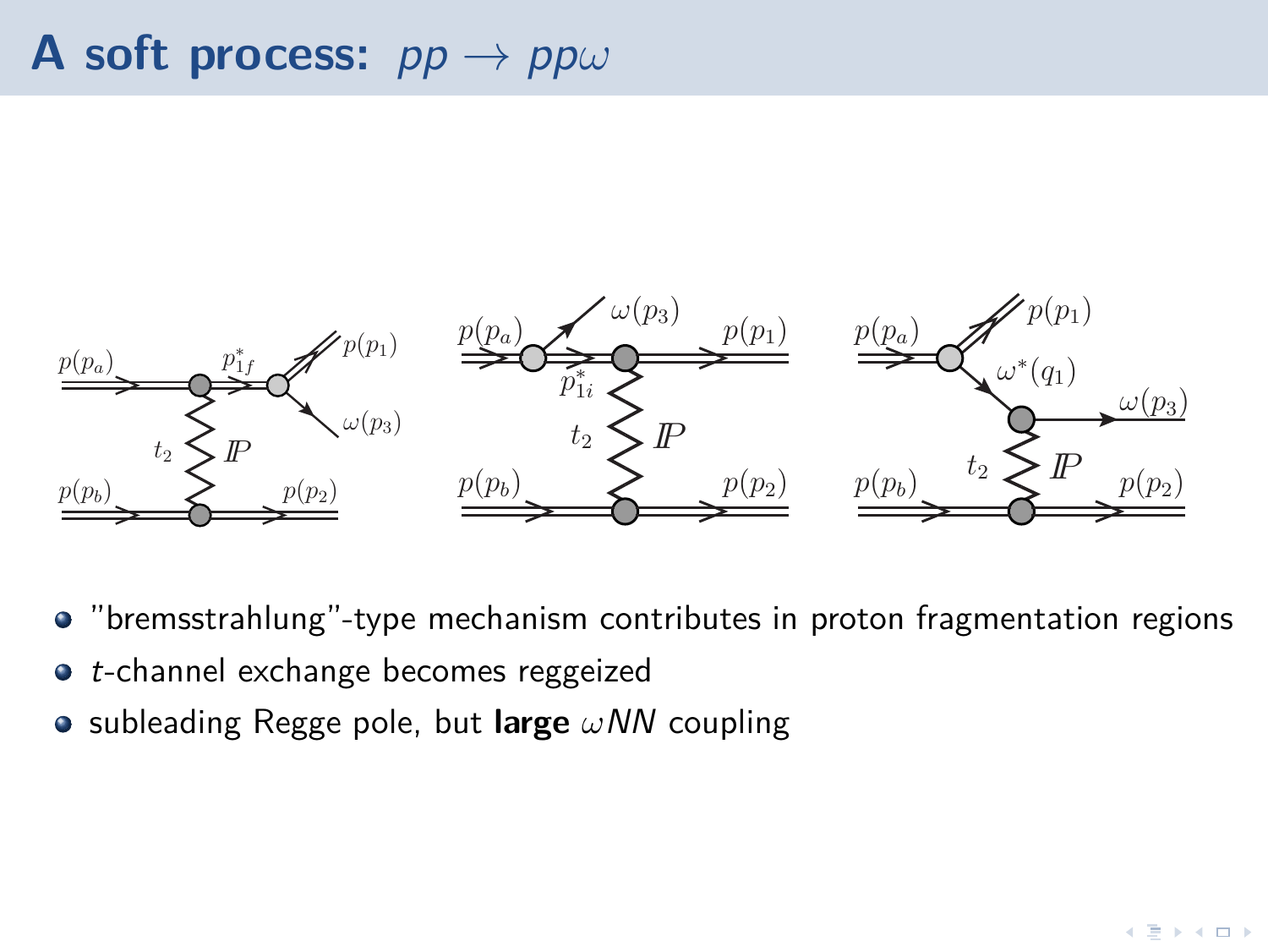# A soft process: $pp \to pp\omega$

- "bremsstrahlung"-type mechanism contributes in proton fragmentation regions
- $t$-channel exchange becomes reggeized
- subleading Regge pole, but **large** $\omega NN$ coupling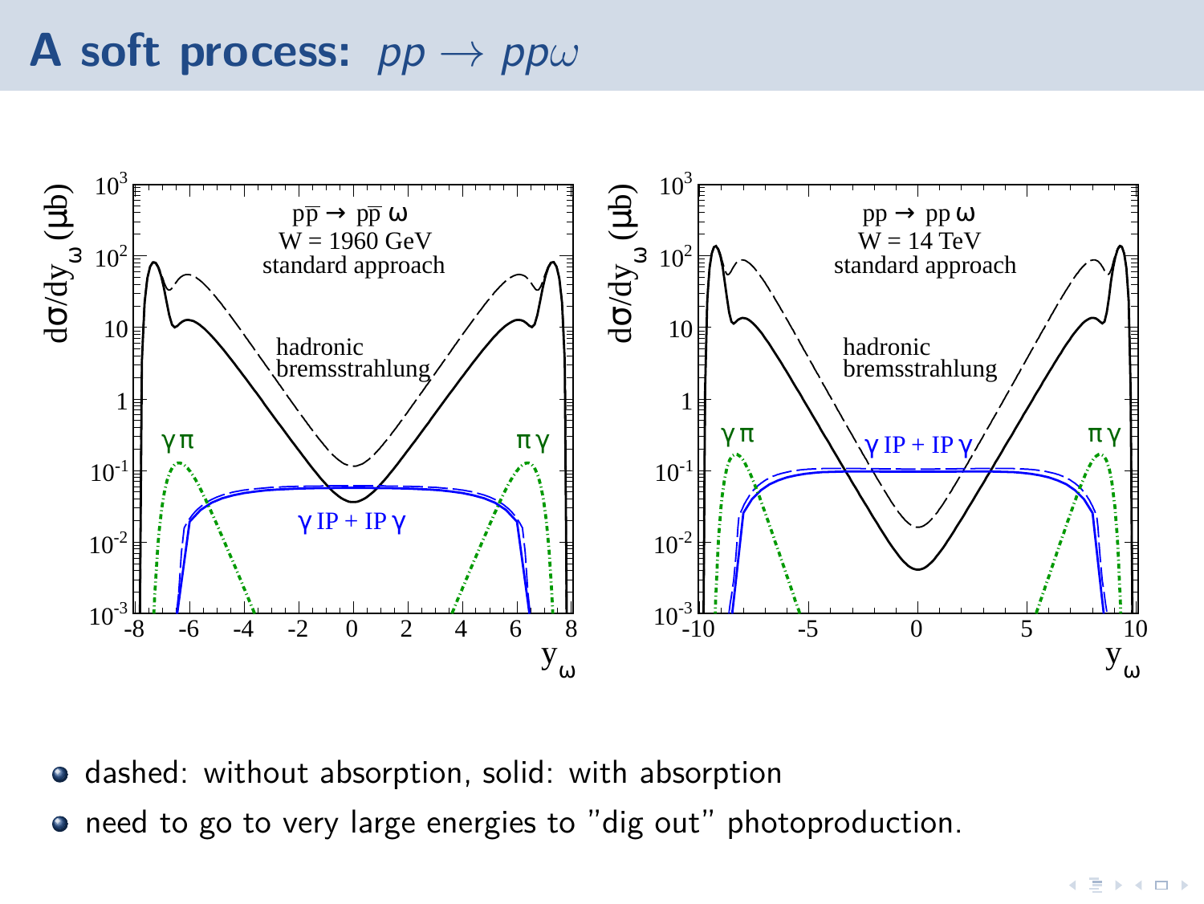# A soft process: $pp \to pp\omega$

- dashed: without absorption, solid: with absorption
- need to go to very large energies to "dig out" photoproduction.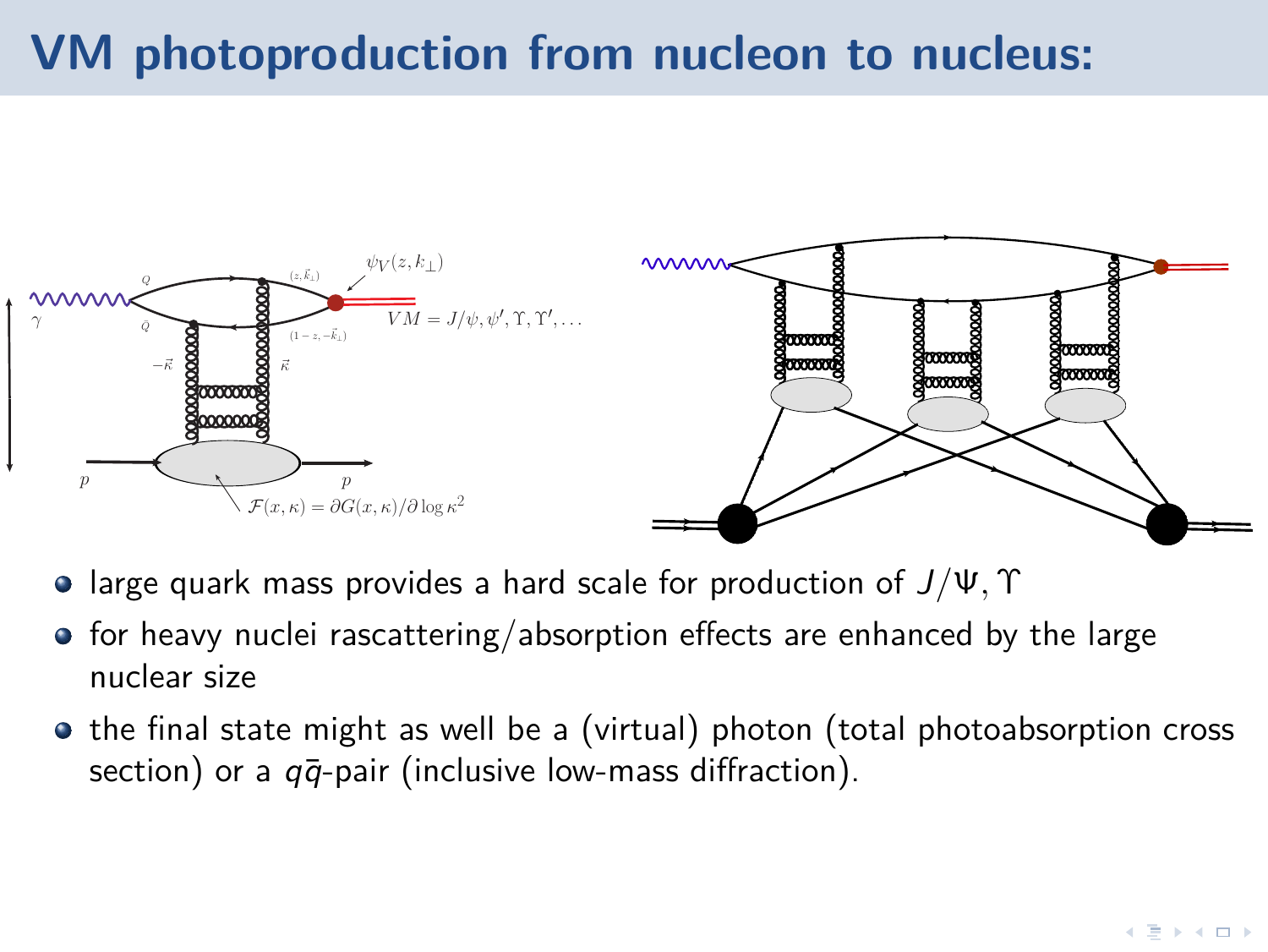# VM photoproduction from nucleon to nucleus:

- large quark mass provides a hard scale for production of $J/\Psi, \Upsilon$
- for heavy nuclei rascattering/absorption effects are enhanced by the large nuclear size
- the final state might as well be a (virtual) photon (total photoabsorption cross section) or a $q\bar{q}$-pair (inclusive low-mass diffraction).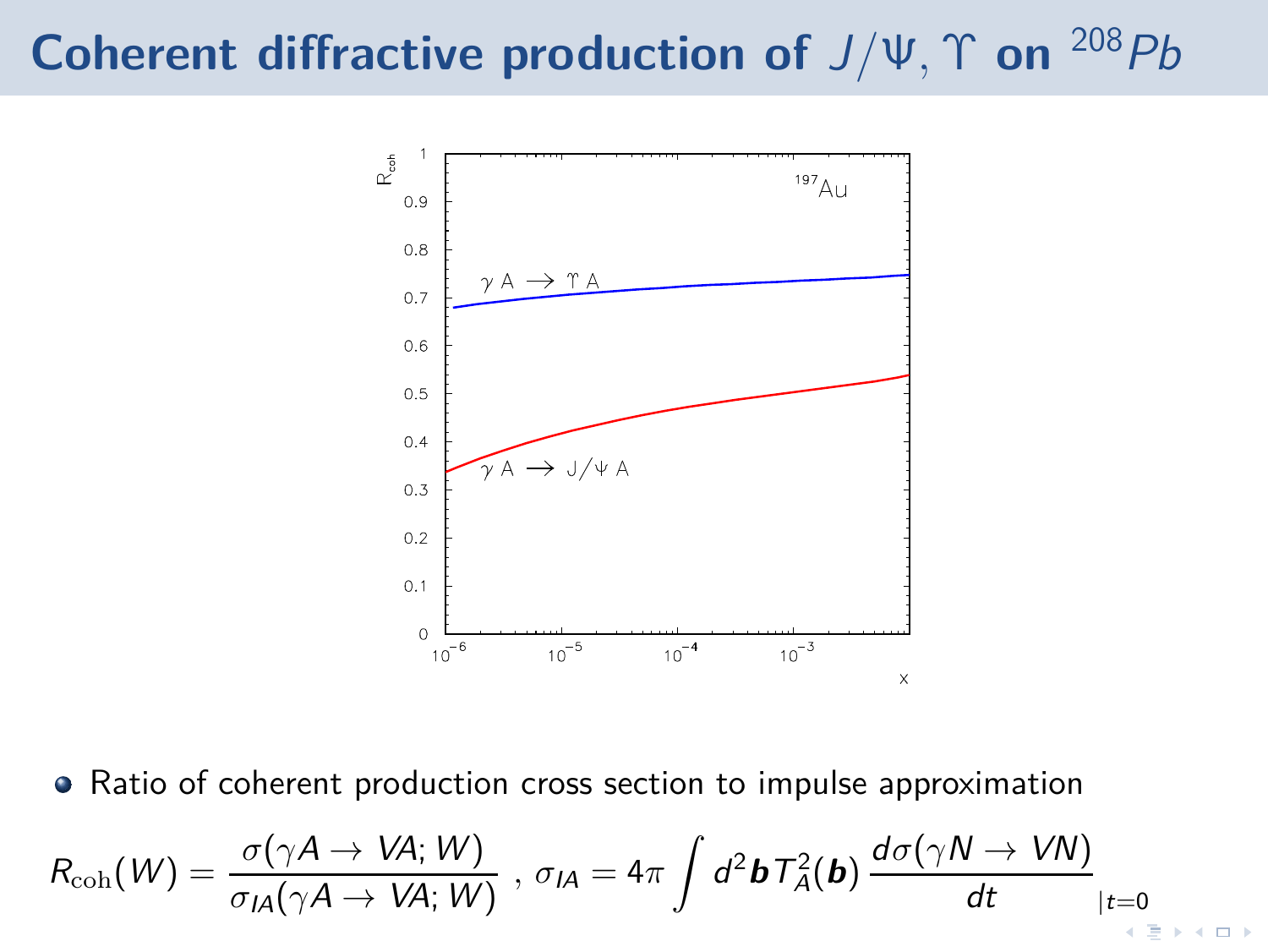# Coherent diffractive production of $J/\Psi, \Upsilon$ on $^{208}Pb$

- Ratio of coherent production cross section to impulse approximation

$$R_{\rm coh}(W) = \frac{\sigma(\gamma A \to VA; W)}{\sigma_{IA}(\gamma A \to VA; W)}\ , \ \sigma_{IA} = 4\pi \int d^2\boldsymbol{b}\, T_A^2(\boldsymbol{b})\, \frac{d\sigma(\gamma N \to VN)}{dt}_{|t=0}$$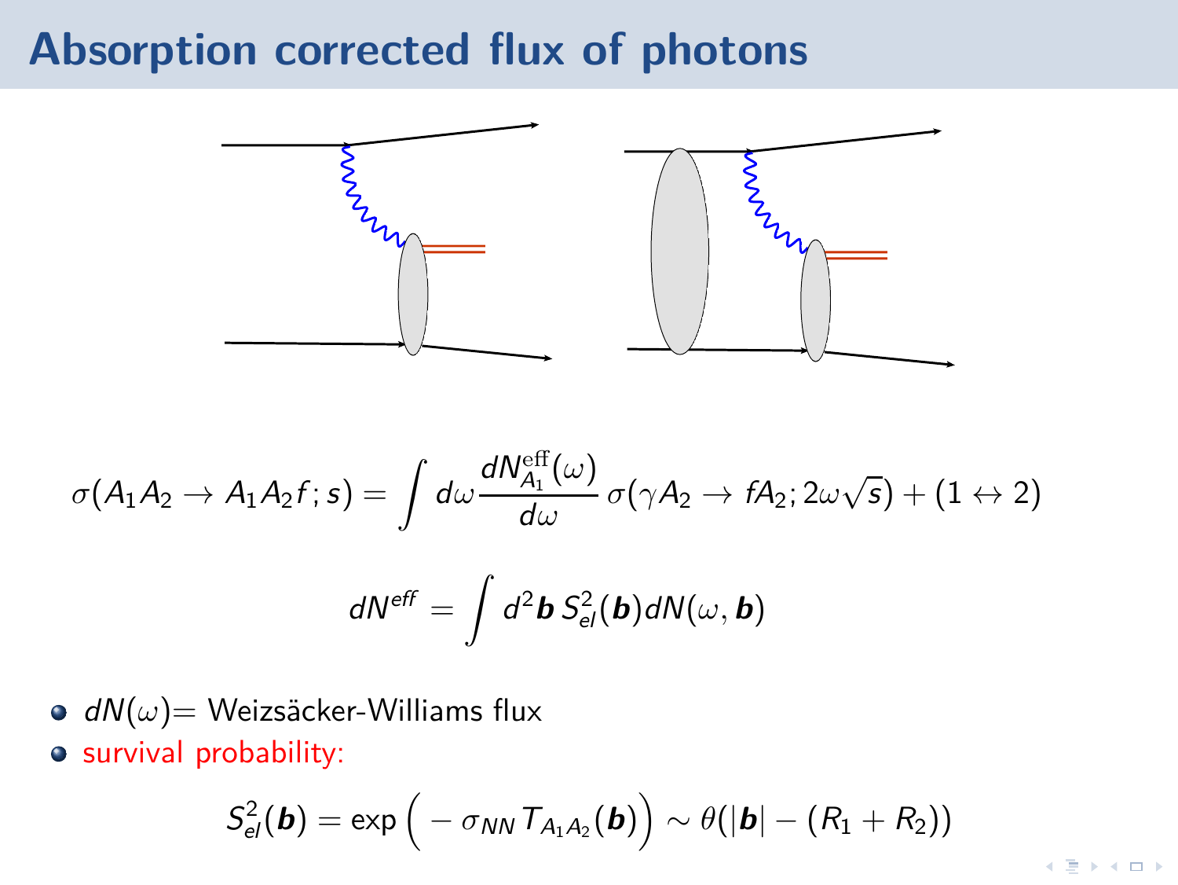# Absorption corrected flux of photons

$$\sigma(A_1 A_2 \to A_1 A_2 f; s) = \int d\omega \frac{dN_{A_1}^{\mathrm{eff}}(\omega)}{d\omega} \, \sigma(\gamma A_2 \to f A_2; 2\omega\sqrt{s}) + (1 \leftrightarrow 2)$$

$$dN^{eff} = \int d^2\boldsymbol{b} \, S_{el}^2(\boldsymbol{b}) dN(\omega, \boldsymbol{b})$$

- $dN(\omega)$= Weizsäcker-Williams flux
- survival probability:

$$S_{el}^2(\boldsymbol{b}) = \exp\Big( - \sigma_{NN} T_{A_1 A_2}(\boldsymbol{b})\Big) \sim \theta(|\boldsymbol{b}| - (R_1 + R_2))$$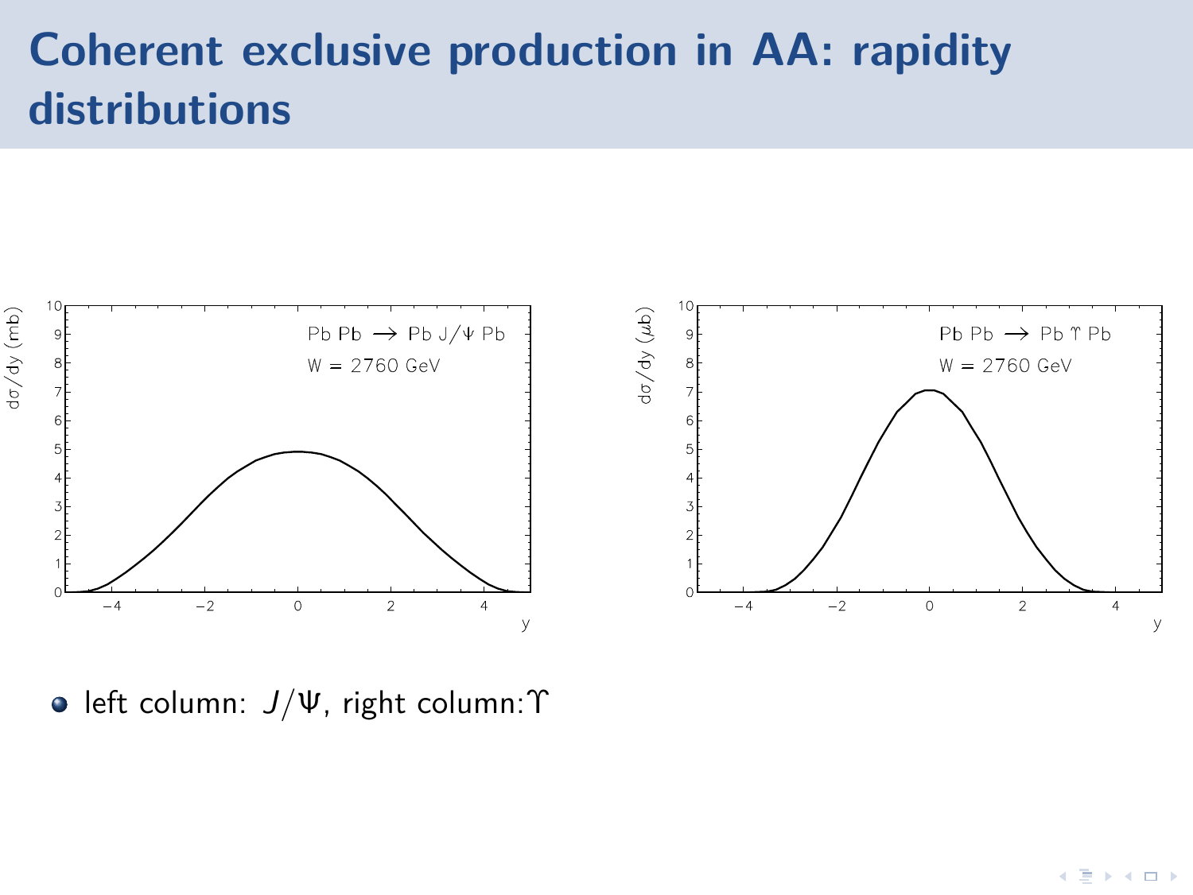# Coherent exclusive production in AA: rapidity distributions

- left column: $J/\Psi$, right column: $\Upsilon$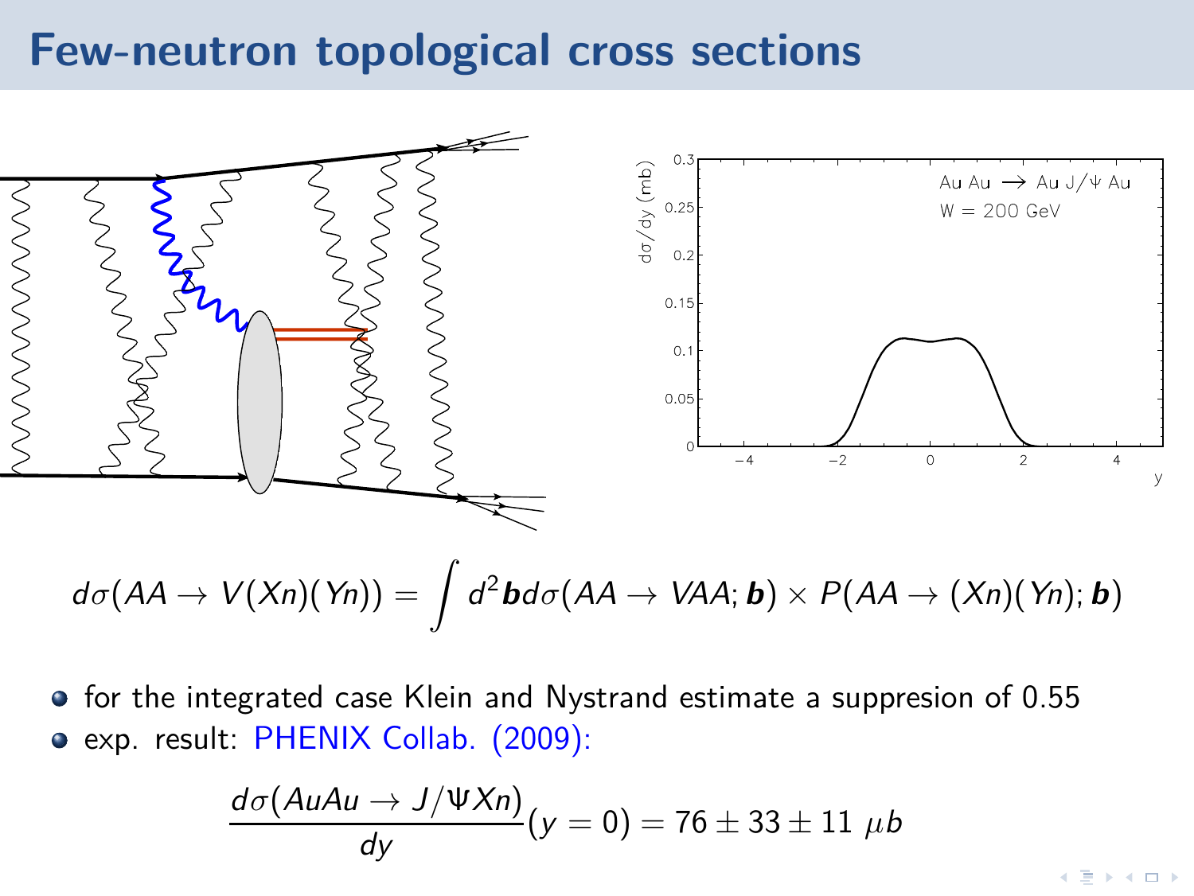# Few-neutron topological cross sections

$$d\sigma(AA \to V(Xn)(Yn)) = \int d^2\boldsymbol{b} d\sigma(AA \to VAA; \boldsymbol{b}) \times P(AA \to (Xn)(Yn); \boldsymbol{b})$$

- for the integrated case Klein and Nystrand estimate a suppresion of 0.55
- exp. result: PHENIX Collab. (2009):

$$\frac{d\sigma(AuAu \to J/\Psi Xn)}{dy}(y=0) = 76 \pm 33 \pm 11 \ \mu b$$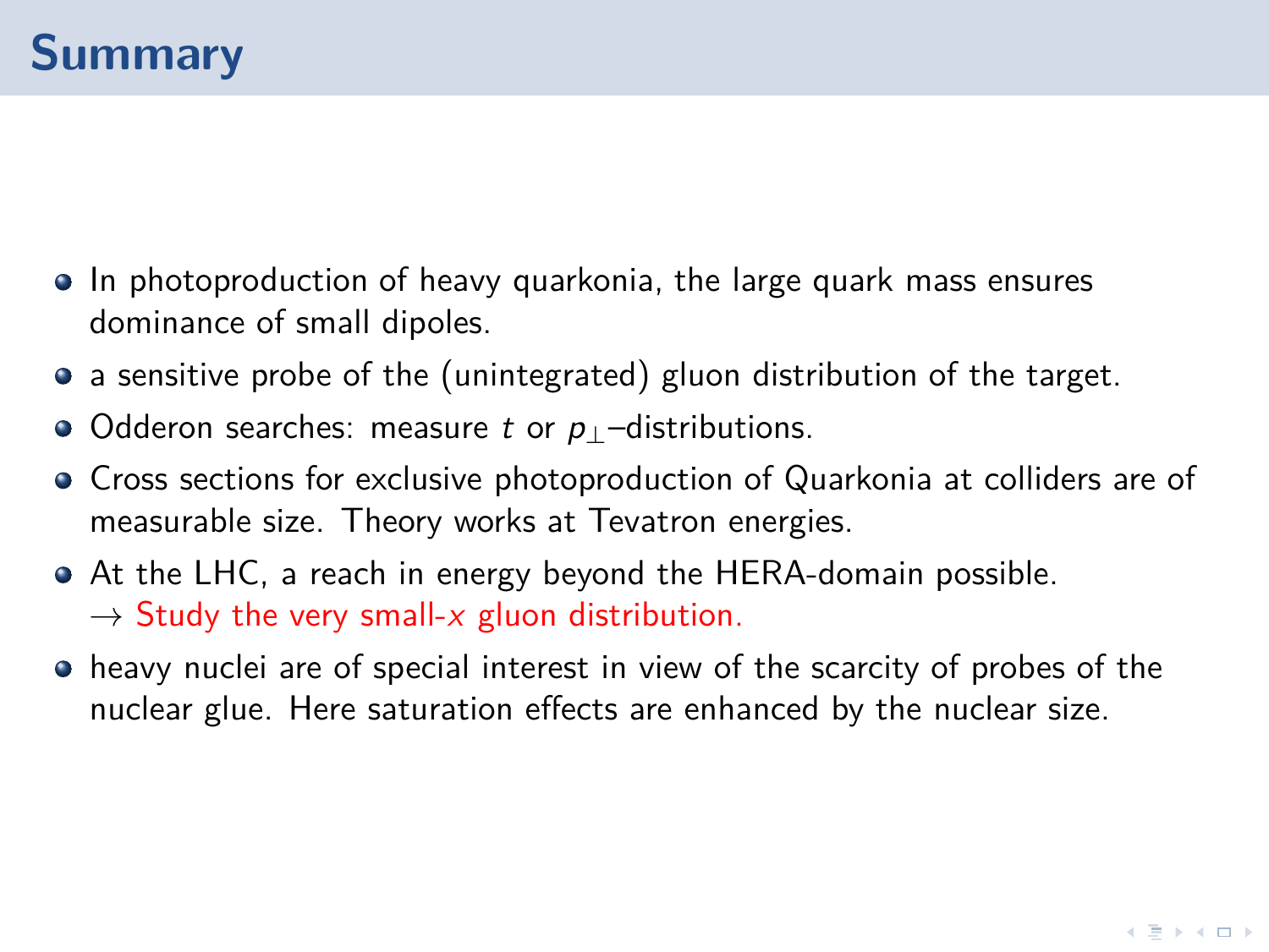# Summary

- In photoproduction of heavy quarkonia, the large quark mass ensures dominance of small dipoles.
- a sensitive probe of the (unintegrated) gluon distribution of the target.
- Odderon searches: measure $t$ or $p_\perp$–distributions.
- Cross sections for exclusive photoproduction of Quarkonia at colliders are of measurable size. Theory works at Tevatron energies.
- At the LHC, a reach in energy beyond the HERA-domain possible.
  $\rightarrow$ Study the very small-$x$ gluon distribution.
- heavy nuclei are of special interest in view of the scarcity of probes of the nuclear glue. Here saturation effects are enhanced by the nuclear size.